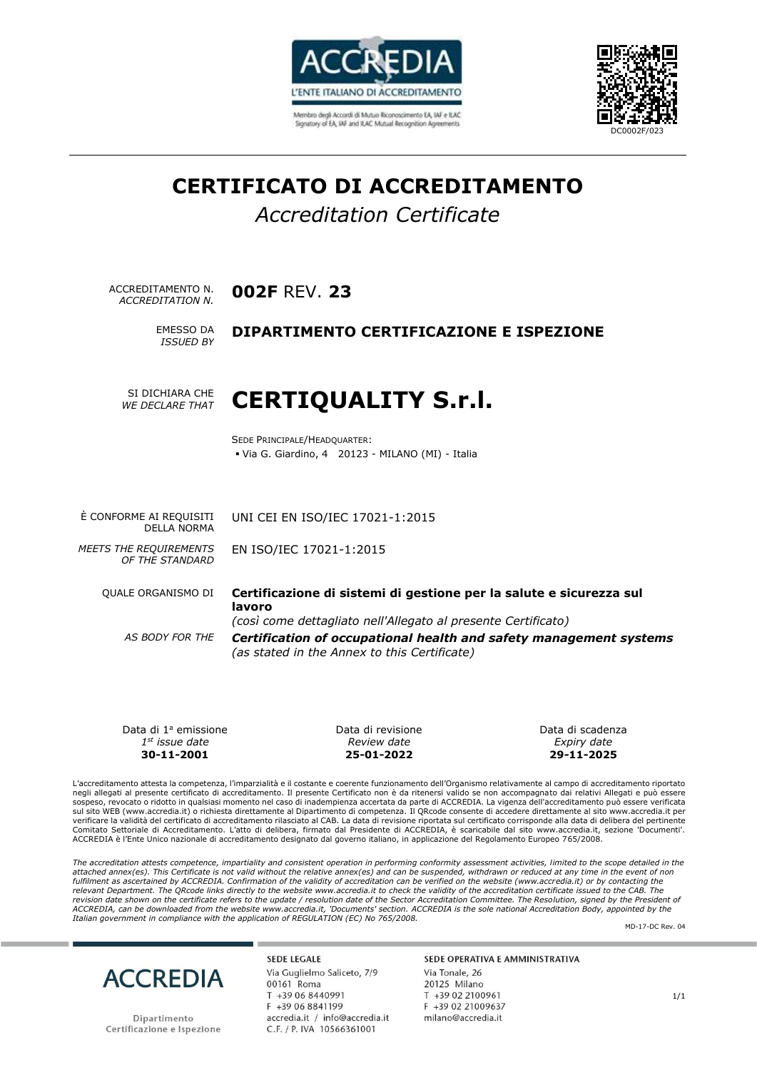ACCREDIA

L'ENTE ITALIANO DI ACCREDITAMENTO

Membro degli Accordi di Mutuo Riconoscimento EA, IAF e ILAC
Signatory of EA, IAF and ILAC Mutual Recognition Agreements

DC0002F/023

# CERTIFICATO DI ACCREDITAMENTO

*Accreditation Certificate*

ACCREDITAMENTO N.
*ACCREDITATION N.* **002F** REV. **23**

EMESSO DA
*ISSUED BY* **DIPARTIMENTO CERTIFICAZIONE E ISPEZIONE**

SI DICHIARA CHE
*WE DECLARE THAT*

## CERTIQUALITY S.r.l.

SEDE PRINCIPALE/HEADQUARTER:

- Via G. Giardino, 4 20123 - MILANO (MI) - Italia

È CONFORME AI REQUISITI DELLA NORMA: UNI CEI EN ISO/IEC 17021-1:2015

*MEETS THE REQUIREMENTS OF THE STANDARD*: EN ISO/IEC 17021-1:2015

QUALE ORGANISMO DI: **Certificazione di sistemi di gestione per la salute e sicurezza sul lavoro**
*(così come dettagliato nell'Allegato al presente Certificato)*

*AS BODY FOR THE*: ***Certification of occupational health and safety management systems***
*(as stated in the Annex to this Certificate)*

| Data di 1ª emissione<br>*1st issue date* | Data di revisione<br>*Review date* | Data di scadenza<br>*Expiry date* |
|---|---|---|
| **30-11-2001** | **25-01-2022** | **29-11-2025** |

L'accreditamento attesta la competenza, l'imparzialità e il costante e coerente funzionamento dell'Organismo relativamente al campo di accreditamento riportato negli allegati al presente certificato di accreditamento. Il presente Certificato non è da ritenersi valido se non accompagnato dai relativi Allegati e può essere sospeso, revocato o ridotto in qualsiasi momento nel caso di inadempienza accertata da parte di ACCREDIA. La vigenza dell'accreditamento può essere verificata sul sito WEB (www.accredia.it) o richiesta direttamente al Dipartimento di competenza. Il QRcode consente di accedere direttamente al sito www.accredia.it per verificare la validità del certificato di accreditamento rilasciato al CAB. La data di revisione riportata sul certificato corrisponde alla data di delibera del pertinente Comitato Settoriale di Accreditamento. L'atto di delibera, firmato dal Presidente di ACCREDIA, è scaricabile dal sito www.accredia.it, sezione 'Documenti'. ACCREDIA è l'Ente Unico nazionale di accreditamento designato dal governo italiano, in applicazione del Regolamento Europeo 765/2008.

*The accreditation attests competence, impartiality and consistent operation in performing conformity assessment activities, limited to the scope detailed in the attached annex(es). This Certificate is not valid without the relative annex(es) and can be suspended, withdrawn or reduced at any time in the event of non fulfilment as ascertained by ACCREDIA. Confirmation of the validity of accreditation can be verified on the website (www.accredia.it) or by contacting the relevant Department. The QRcode links directly to the website www.accredia.it to check the validity of the accreditation certificate issued to the CAB. The revision date shown on the certificate refers to the update / resolution date of the Sector Accreditation Committee. The Resolution, signed by the President of ACCREDIA, can be downloaded from the website www.accredia.it, 'Documents' section. ACCREDIA is the sole national Accreditation Body, appointed by the Italian government in compliance with the application of REGULATION (EC) No 765/2008.*

MD-17-DC Rev. 04

ACCREDIA
Dipartimento Certificazione e Ispezione

SEDE LEGALE
Via Guglielmo Saliceto, 7/9
00161 Roma
T +39 06 8440991
F +39 06 8841199
accredia.it / info@accredia.it
C.F. / P. IVA 10566361001

SEDE OPERATIVA E AMMINISTRATIVA
Via Tonale, 26
20125 Milano
T +39 02 2100961
F +39 02 21009637
milano@accredia.it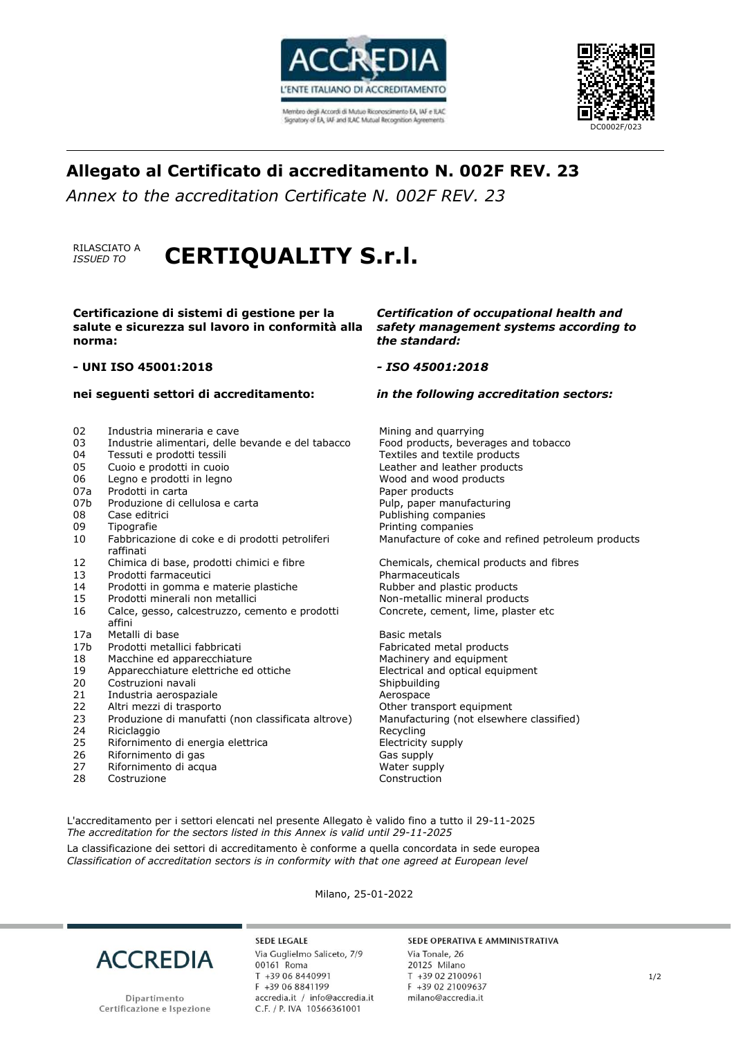DC0002F/023

## Allegato al Certificato di accreditamento N. 002F REV. 23

*Annex to the accreditation Certificate N. 002F REV. 23*

RILASCIATO A
*ISSUED TO*

# CERTIQUALITY S.r.l.

**Certificazione di sistemi di gestione per la salute e sicurezza sul lavoro in conformità alla norma:**

***Certification of occupational health and safety management systems according to the standard:***

**- UNI ISO 45001:2018**

***- ISO 45001:2018***

**nei seguenti settori di accreditamento:**

***in the following accreditation sectors:***

| | | |
|---|---|---|
| 02 | Industria mineraria e cave | Mining and quarrying |
| 03 | Industrie alimentari, delle bevande e del tabacco | Food products, beverages and tobacco |
| 04 | Tessuti e prodotti tessili | Textiles and textile products |
| 05 | Cuoio e prodotti in cuoio | Leather and leather products |
| 06 | Legno e prodotti in legno | Wood and wood products |
| 07a | Prodotti in carta | Paper products |
| 07b | Produzione di cellulosa e carta | Pulp, paper manufacturing |
| 08 | Case editrici | Publishing companies |
| 09 | Tipografie | Printing companies |
| 10 | Fabbricazione di coke e di prodotti petroliferi raffinati | Manufacture of coke and refined petroleum products |
| 12 | Chimica di base, prodotti chimici e fibre | Chemicals, chemical products and fibres |
| 13 | Prodotti farmaceutici | Pharmaceuticals |
| 14 | Prodotti in gomma e materie plastiche | Rubber and plastic products |
| 15 | Prodotti minerali non metallici | Non-metallic mineral products |
| 16 | Calce, gesso, calcestruzzo, cemento e prodotti affini | Concrete, cement, lime, plaster etc |
| 17a | Metalli di base | Basic metals |
| 17b | Prodotti metallici fabbricati | Fabricated metal products |
| 18 | Macchine ed apparecchiature | Machinery and equipment |
| 19 | Apparecchiature elettriche ed ottiche | Electrical and optical equipment |
| 20 | Costruzioni navali | Shipbuilding |
| 21 | Industria aerospaziale | Aerospace |
| 22 | Altri mezzi di trasporto | Other transport equipment |
| 23 | Produzione di manufatti (non classificata altrove) | Manufacturing (not elsewhere classified) |
| 24 | Riciclaggio | Recycling |
| 25 | Rifornimento di energia elettrica | Electricity supply |
| 26 | Rifornimento di gas | Gas supply |
| 27 | Rifornimento di acqua | Water supply |
| 28 | Costruzione | Construction |

L'accreditamento per i settori elencati nel presente Allegato è valido fino a tutto il 29-11-2025
*The accreditation for the sectors listed in this Annex is valid until 29-11-2025*

La classificazione dei settori di accreditamento è conforme a quella concordata in sede europea
*Classification of accreditation sectors is in conformity with that one agreed at European level*

Milano, 25-01-2022

ACCREDIA
Dipartimento Certificazione e Ispezione

SEDE LEGALE
Via Guglielmo Saliceto, 7/9
00161 Roma
T +39 06 8440991
F +39 06 8841199
accredia.it / info@accredia.it
C.F. / P. IVA 10566361001

SEDE OPERATIVA E AMMINISTRATIVA
Via Tonale, 26
20125 Milano
T +39 02 2100961
F +39 02 21009637
milano@accredia.it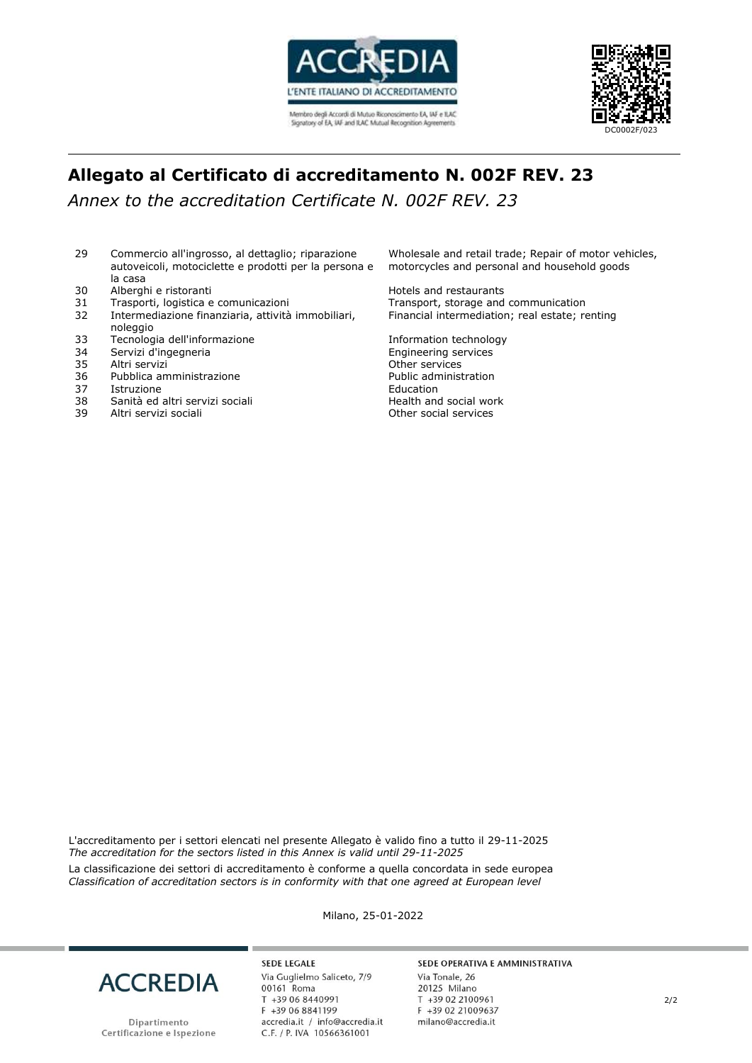## Allegato al Certificato di accreditamento N. 002F REV. 23

*Annex to the accreditation Certificate N. 002F REV. 23*

| | | |
|---|---|---|
| 29 | Commercio all'ingrosso, al dettaglio; riparazione autoveicoli, motociclette e prodotti per la persona e la casa | Wholesale and retail trade; Repair of motor vehicles, motorcycles and personal and household goods |
| 30 | Alberghi e ristoranti | Hotels and restaurants |
| 31 | Trasporti, logistica e comunicazioni | Transport, storage and communication |
| 32 | Intermediazione finanziaria, attività immobiliari, noleggio | Financial intermediation; real estate; renting |
| 33 | Tecnologia dell'informazione | Information technology |
| 34 | Servizi d'ingegneria | Engineering services |
| 35 | Altri servizi | Other services |
| 36 | Pubblica amministrazione | Public administration |
| 37 | Istruzione | Education |
| 38 | Sanità ed altri servizi sociali | Health and social work |
| 39 | Altri servizi sociali | Other social services |

L'accreditamento per i settori elencati nel presente Allegato è valido fino a tutto il 29-11-2025
*The accreditation for the sectors listed in this Annex is valid until 29-11-2025*

La classificazione dei settori di accreditamento è conforme a quella concordata in sede europea
*Classification of accreditation sectors is in conformity with that one agreed at European level*

Milano, 25-01-2022